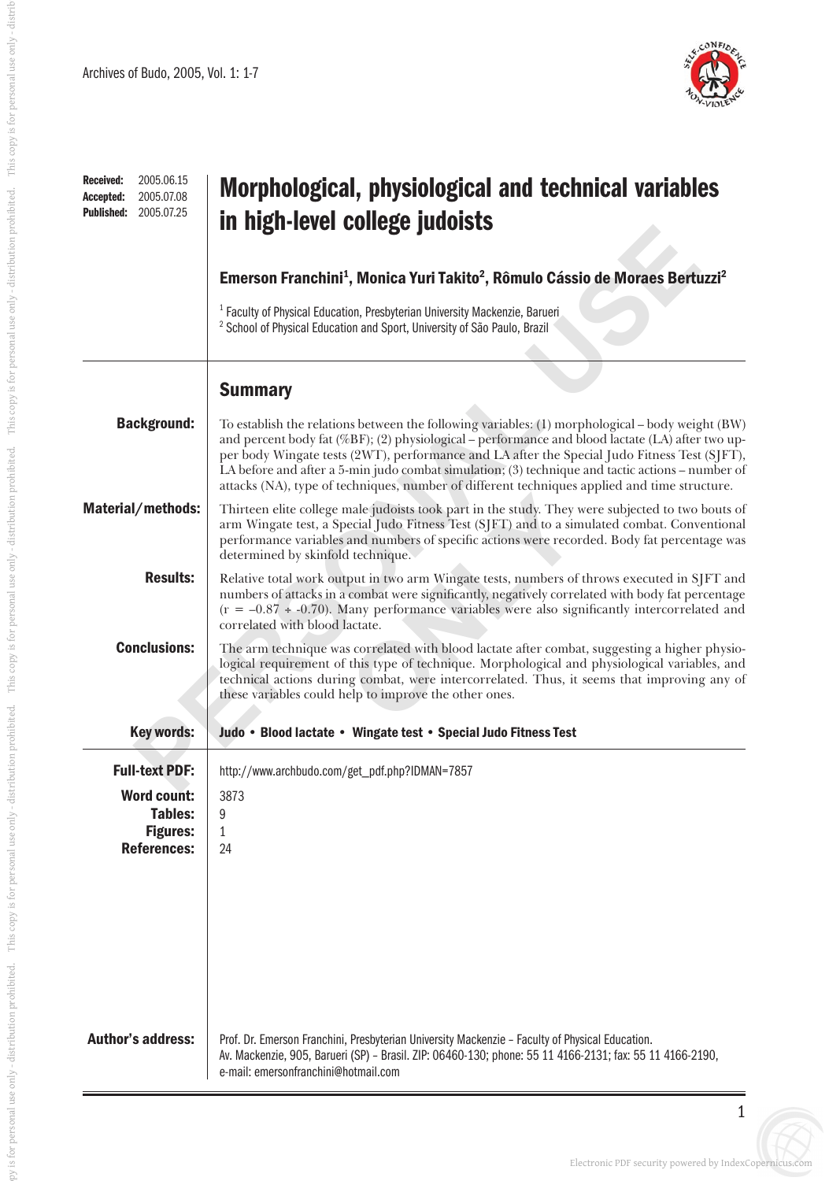**Received:** 2005.06.15
**Accepted:** 2005.07.08
**Published:** 2005.07.25

# Morphological, physiological and technical variables in high-level college judoists

**Emerson Franchini[1], Monica Yuri Takito[2], Rômulo Cássio de Moraes Bertuzzi[2]**

[1] Faculty of Physical Education, Presbyterian University Mackenzie, Barueri
[2] School of Physical Education and Sport, University of São Paulo, Brazil

## Summary

**Background:** To establish the relations between the following variables: (1) morphological – body weight (BW) and percent body fat (%BF); (2) physiological – performance and blood lactate (LA) after two upper body Wingate tests (2WT), performance and LA after the Special Judo Fitness Test (SJFT), LA before and after a 5-min judo combat simulation; (3) technique and tactic actions – number of attacks (NA), type of techniques, number of different techniques applied and time structure.

**Material/methods:** Thirteen elite college male judoists took part in the study. They were subjected to two bouts of arm Wingate test, a Special Judo Fitness Test (SJFT) and to a simulated combat. Conventional performance variables and numbers of specific actions were recorded. Body fat percentage was determined by skinfold technique.

**Results:** Relative total work output in two arm Wingate tests, numbers of throws executed in SJFT and numbers of attacks in a combat were significantly, negatively correlated with body fat percentage ($r = -0.87 \div -0.70$). Many performance variables were also significantly intercorrelated and correlated with blood lactate.

**Conclusions:** The arm technique was correlated with blood lactate after combat, suggesting a higher physiological requirement of this type of technique. Morphological and physiological variables, and technical actions during combat, were intercorrelated. Thus, it seems that improving any of these variables could help to improve the other ones.

**Key words:** Judo • Blood lactate • Wingate test • Special Judo Fitness Test

**Full-text PDF:** http://www.archbudo.com/get_pdf.php?IDMAN=7857

**Word count:** 3873
**Tables:** 9
**Figures:** 1
**References:** 24

**Author's address:** Prof. Dr. Emerson Franchini, Presbyterian University Mackenzie – Faculty of Physical Education. Av. Mackenzie, 905, Barueri (SP) – Brasil. ZIP: 06460-130; phone: 55 11 4166-2131; fax: 55 11 4166-2190, e-mail: emersonfranchini@hotmail.com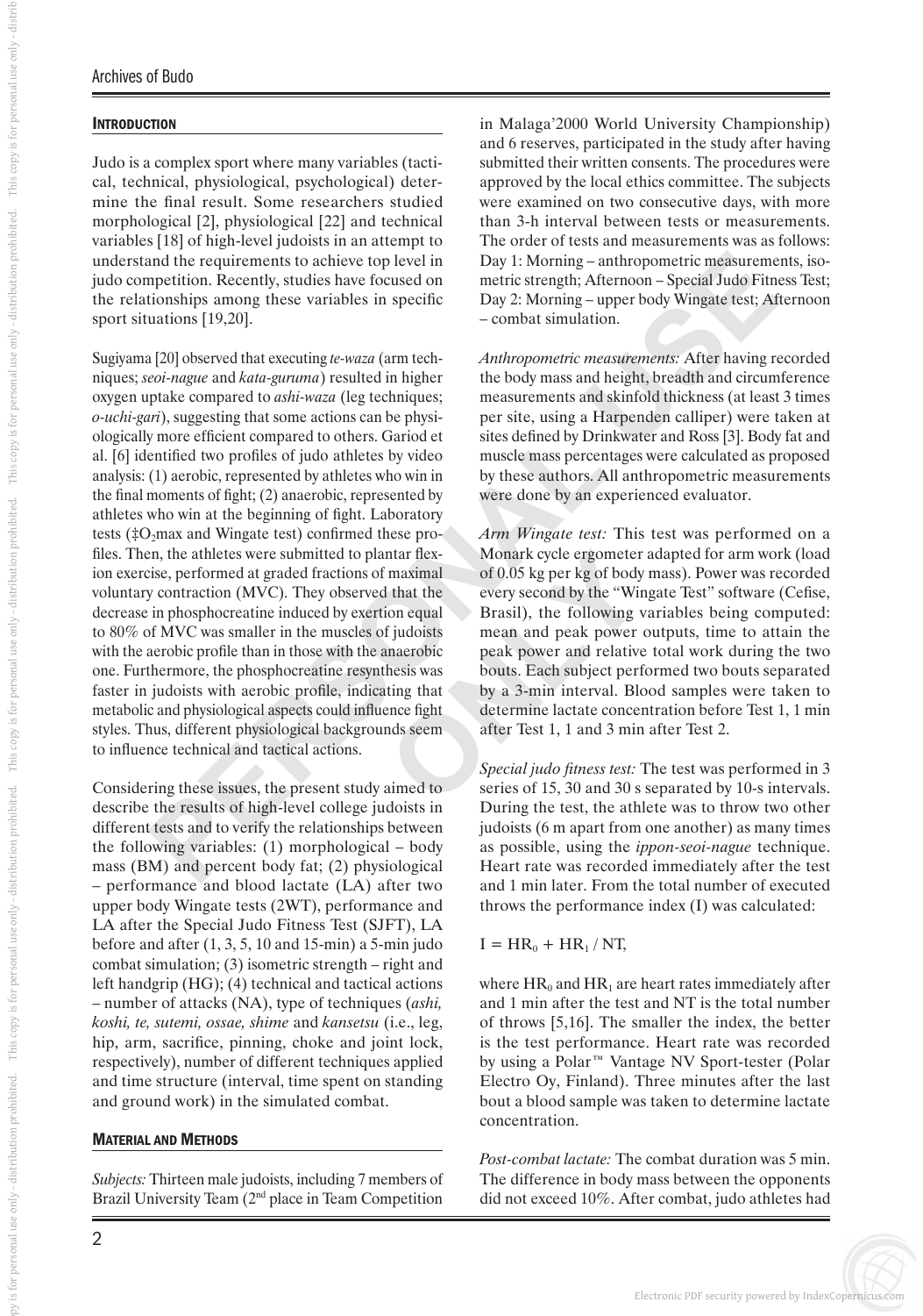## Introduction

Judo is a complex sport where many variables (tactical, technical, physiological, psychological) determine the final result. Some researchers studied morphological [2], physiological [22] and technical variables [18] of high-level judoists in an attempt to understand the requirements to achieve top level in judo competition. Recently, studies have focused on the relationships among these variables in specific sport situations [19,20].

Sugiyama [20] observed that executing *te-waza* (arm techniques; *seoi-nague* and *kata-guruma*) resulted in higher oxygen uptake compared to *ashi-waza* (leg techniques; *o-uchi-gari*), suggesting that some actions can be physiologically more efficient compared to others. Gariod et al. [6] identified two profiles of judo athletes by video analysis: (1) aerobic, represented by athletes who win in the final moments of fight; (2) anaerobic, represented by athletes who win at the beginning of fight. Laboratory tests ($\dot{V}O_2$max and Wingate test) confirmed these profiles. Then, the athletes were submitted to plantar flexion exercise, performed at graded fractions of maximal voluntary contraction (MVC). They observed that the decrease in phosphocreatine induced by exertion equal to 80% of MVC was smaller in the muscles of judoists with the aerobic profile than in those with the anaerobic one. Furthermore, the phosphocreatine resynthesis was faster in judoists with aerobic profile, indicating that metabolic and physiological aspects could influence fight styles. Thus, different physiological backgrounds seem to influence technical and tactical actions.

Considering these issues, the present study aimed to describe the results of high-level college judoists in different tests and to verify the relationships between the following variables: (1) morphological – body mass (BM) and percent body fat; (2) physiological – performance and blood lactate (LA) after two upper body Wingate tests (2WT), performance and LA after the Special Judo Fitness Test (SJFT), LA before and after (1, 3, 5, 10 and 15-min) a 5-min judo combat simulation; (3) isometric strength – right and left handgrip (HG); (4) technical and tactical actions – number of attacks (NA), type of techniques (*ashi, koshi, te, sutemi, ossae, shime* and *kansetsu* (i.e., leg, hip, arm, sacrifice, pinning, choke and joint lock, respectively), number of different techniques applied and time structure (interval, time spent on standing and ground work) in the simulated combat.

## Material and Methods

*Subjects:* Thirteen male judoists, including 7 members of Brazil University Team (2nd place in Team Competition in Malaga'2000 World University Championship) and 6 reserves, participated in the study after having submitted their written consents. The procedures were approved by the local ethics committee. The subjects were examined on two consecutive days, with more than 3-h interval between tests or measurements. The order of tests and measurements was as follows: Day 1: Morning – anthropometric measurements, isometric strength; Afternoon – Special Judo Fitness Test; Day 2: Morning – upper body Wingate test; Afternoon – combat simulation.

*Anthropometric measurements:* After having recorded the body mass and height, breadth and circumference measurements and skinfold thickness (at least 3 times per site, using a Harpenden calliper) were taken at sites defined by Drinkwater and Ross [3]. Body fat and muscle mass percentages were calculated as proposed by these authors. All anthropometric measurements were done by an experienced evaluator.

*Arm Wingate test:* This test was performed on a Monark cycle ergometer adapted for arm work (load of 0.05 kg per kg of body mass). Power was recorded every second by the "Wingate Test" software (Cefise, Brasil), the following variables being computed: mean and peak power outputs, time to attain the peak power and relative total work during the two bouts. Each subject performed two bouts separated by a 3-min interval. Blood samples were taken to determine lactate concentration before Test 1, 1 min after Test 1, 1 and 3 min after Test 2.

*Special judo fitness test:* The test was performed in 3 series of 15, 30 and 30 s separated by 10-s intervals. During the test, the athlete was to throw two other judoists (6 m apart from one another) as many times as possible, using the *ippon-seoi-nague* technique. Heart rate was recorded immediately after the test and 1 min later. From the total number of executed throws the performance index (I) was calculated:

$$I = HR_0 + HR_1 / NT,$$

where $HR_0$ and $HR_1$ are heart rates immediately after and 1 min after the test and NT is the total number of throws [5,16]. The smaller the index, the better is the test performance. Heart rate was recorded by using a Polar™ Vantage NV Sport-tester (Polar Electro Oy, Finland). Three minutes after the last bout a blood sample was taken to determine lactate concentration.

*Post-combat lactate:* The combat duration was 5 min. The difference in body mass between the opponents did not exceed 10%. After combat, judo athletes had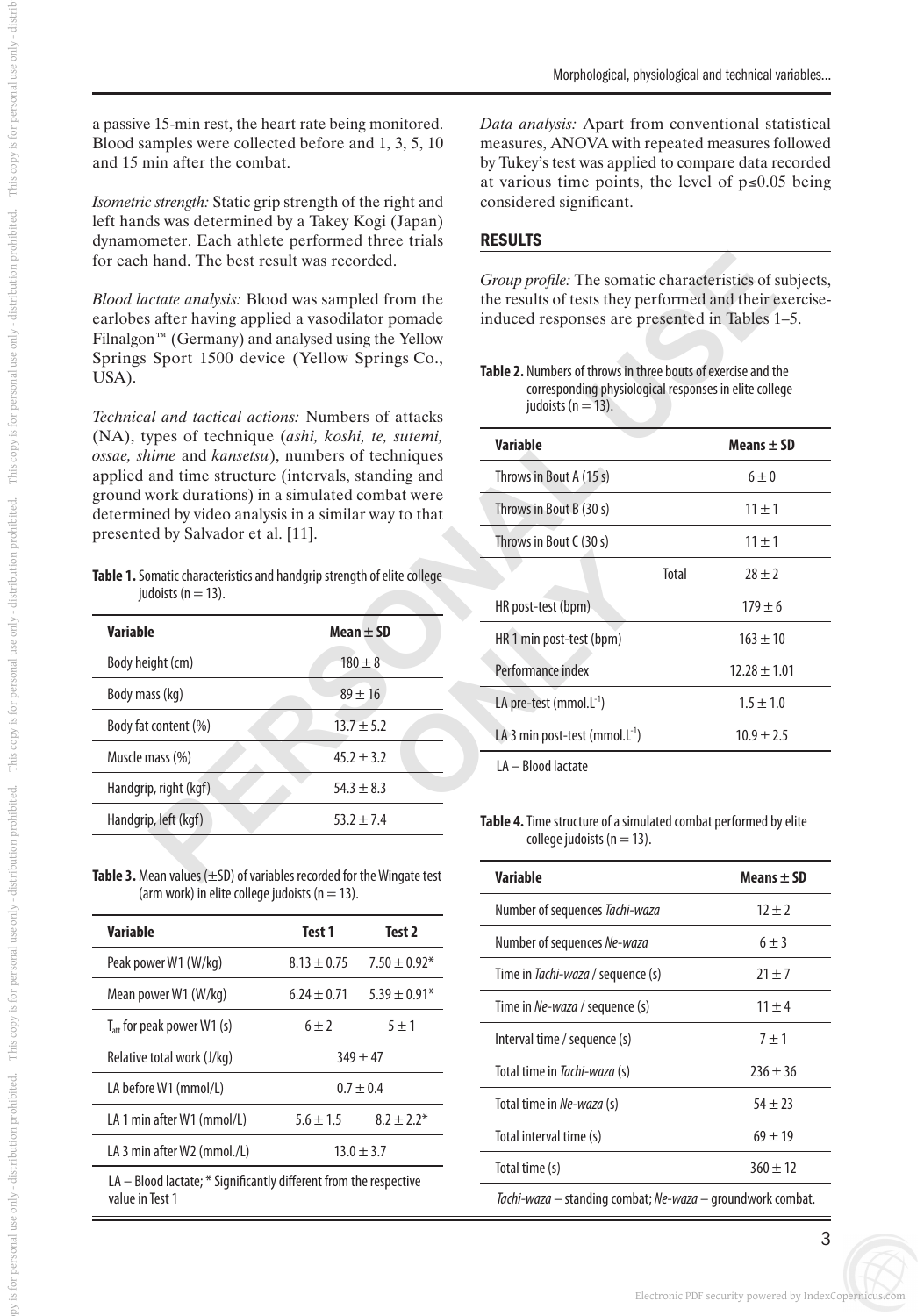a passive 15-min rest, the heart rate being monitored. Blood samples were collected before and 1, 3, 5, 10 and 15 min after the combat.

*Isometric strength:* Static grip strength of the right and left hands was determined by a Takey Kogi (Japan) dynamometer. Each athlete performed three trials for each hand. The best result was recorded.

*Blood lactate analysis:* Blood was sampled from the earlobes after having applied a vasodilator pomade Filnalgon™ (Germany) and analysed using the Yellow Springs Sport 1500 device (Yellow Springs Co., USA).

*Technical and tactical actions:* Numbers of attacks (NA), types of technique (*ashi, koshi, te, sutemi, ossae, shime* and *kansetsu*), numbers of techniques applied and time structure (intervals, standing and ground work durations) in a simulated combat were determined by video analysis in a similar way to that presented by Salvador et al. [11].

**Table 1.** Somatic characteristics and handgrip strength of elite college judoists (n = 13).

| Variable | Mean ± SD |
|---|---|
| Body height (cm) | 180 ± 8 |
| Body mass (kg) | 89 ± 16 |
| Body fat content (%) | 13.7 ± 5.2 |
| Muscle mass (%) | 45.2 ± 3.2 |
| Handgrip, right (kgf) | 54.3 ± 8.3 |
| Handgrip, left (kgf) | 53.2 ± 7.4 |

**Table 3.** Mean values (±SD) of variables recorded for the Wingate test (arm work) in elite college judoists (n = 13).

| Variable | Test 1 | Test 2 |
|---|---|---|
| Peak power W1 (W/kg) | 8.13 ± 0.75 | 7.50 ± 0.92* |
| Mean power W1 (W/kg) | 6.24 ± 0.71 | 5.39 ± 0.91* |
| $T_{att}$ for peak power W1 (s) | 6 ± 2 | 5 ± 1 |
| Relative total work (J/kg) | 349 ± 47 | |
| LA before W1 (mmol/L) | 0.7 ± 0.4 | |
| LA 1 min after W1 (mmol/L) | 5.6 ± 1.5 | 8.2 ± 2.2* |
| LA 3 min after W2 (mmol./L) | 13.0 ± 3.7 | |

LA – Blood lactate; * Significantly different from the respective value in Test 1

*Data analysis:* Apart from conventional statistical measures, ANOVA with repeated measures followed by Tukey's test was applied to compare data recorded at various time points, the level of $p \leq 0.05$ being considered significant.

## RESULTS

*Group profile:* The somatic characteristics of subjects, the results of tests they performed and their exercise-induced responses are presented in Tables 1–5.

**Table 2.** Numbers of throws in three bouts of exercise and the corresponding physiological responses in elite college judoists (n = 13).

| Variable | Means ± SD |
|---|---|
| Throws in Bout A (15 s) | 6 ± 0 |
| Throws in Bout B (30 s) | 11 ± 1 |
| Throws in Bout C (30 s) | 11 ± 1 |
| Total | 28 ± 2 |
| HR post-test (bpm) | 179 ± 6 |
| HR 1 min post-test (bpm) | 163 ± 10 |
| Performance index | 12.28 ± 1.01 |
| LA pre-test ($mmol.L^{-1}$) | 1.5 ± 1.0 |
| LA 3 min post-test ($mmol.L^{-1}$) | 10.9 ± 2.5 |

LA – Blood lactate

**Table 4.** Time structure of a simulated combat performed by elite college judoists (n = 13).

| Variable | Means ± SD |
|---|---|
| Number of sequences *Tachi-waza* | 12 ± 2 |
| Number of sequences *Ne-waza* | 6 ± 3 |
| Time in *Tachi-waza* / sequence (s) | 21 ± 7 |
| Time in *Ne-waza* / sequence (s) | 11 ± 4 |
| Interval time / sequence (s) | 7 ± 1 |
| Total time in *Tachi-waza* (s) | 236 ± 36 |
| Total time in *Ne-waza* (s) | 54 ± 23 |
| Total interval time (s) | 69 ± 19 |
| Total time (s) | 360 ± 12 |

*Tachi-waza* – standing combat; *Ne-waza* – groundwork combat.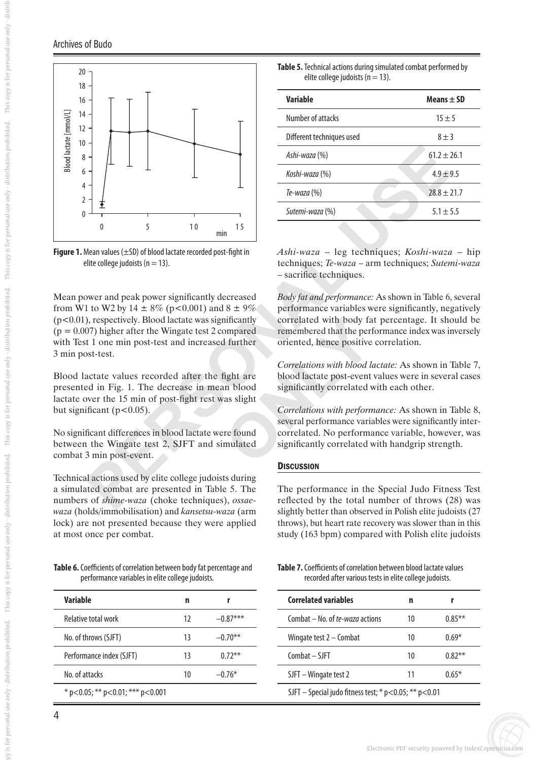**Figure 1.** Mean values (±SD) of blood lactate recorded post-fight in elite college judoists (n = 13).

Mean power and peak power significantly decreased from W1 to W2 by 14 ± 8% ($p<0.001$) and 8 ± 9% ($p<0.01$), respectively. Blood lactate was significantly ($p = 0.007$) higher after the Wingate test 2 compared with Test 1 one min post-test and increased further 3 min post-test.

Blood lactate values recorded after the fight are presented in Fig. 1. The decrease in mean blood lactate over the 15 min of post-fight rest was slight but significant ($p<0.05$).

No significant differences in blood lactate were found between the Wingate test 2, SJFT and simulated combat 3 min post-event.

Technical actions used by elite college judoists during a simulated combat are presented in Table 5. The numbers of *shime-waza* (choke techniques), *ossae-waza* (holds/immobilisation) and *kansetsu-waza* (arm lock) are not presented because they were applied at most once per combat.

**Table 5.** Technical actions during simulated combat performed by elite college judoists (n = 13).

| Variable | Means ± SD |
|---|---|
| Number of attacks | 15 ± 5 |
| Different techniques used | 8 ± 3 |
| *Ashi-waza* (%) | 61.2 ± 26.1 |
| *Koshi-waza* (%) | 4.9 ± 9.5 |
| *Te-waza* (%) | 28.8 ± 21.7 |
| *Sutemi-waza* (%) | 5.1 ± 5.5 |

*Ashi-waza* – leg techniques; *Koshi-waza* – hip techniques; *Te-waza* – arm techniques; *Sutemi-waza* – sacrifice techniques.

*Body fat and performance:* As shown in Table 6, several performance variables were significantly, negatively correlated with body fat percentage. It should be remembered that the performance index was inversely oriented, hence positive correlation.

*Correlations with blood lactate:* As shown in Table 7, blood lactate post-event values were in several cases significantly correlated with each other.

*Correlations with performance:* As shown in Table 8, several performance variables were significantly inter-correlated. No performance variable, however, was significantly correlated with handgrip strength.

## Discussion

The performance in the Special Judo Fitness Test reflected by the total number of throws (28) was slightly better than observed in Polish elite judoists (27 throws), but heart rate recovery was slower than in this study (163 bpm) compared with Polish elite judoists

**Table 6.** Coefficients of correlation between body fat percentage and performance variables in elite college judoists.

| Variable | n | r |
|---|---|---|
| Relative total work | 12 | −0.87*** |
| No. of throws (SJFT) | 13 | −0.70** |
| Performance index (SJFT) | 13 | 0.72** |
| No. of attacks | 10 | −0.76* |

* $p<0.05$; ** $p<0.01$; *** $p<0.001$

**Table 7.** Coefficients of correlation between blood lactate values recorded after various tests in elite college judoists.

| Correlated variables | n | r |
|---|---|---|
| Combat – No. of *te-waza* actions | 10 | 0.85** |
| Wingate test 2 – Combat | 10 | 0.69* |
| Combat – SJFT | 10 | 0.82** |
| SJFT – Wingate test 2 | 11 | 0.65* |

SJFT – Special judo fitness test; * $p<0.05$; ** $p<0.01$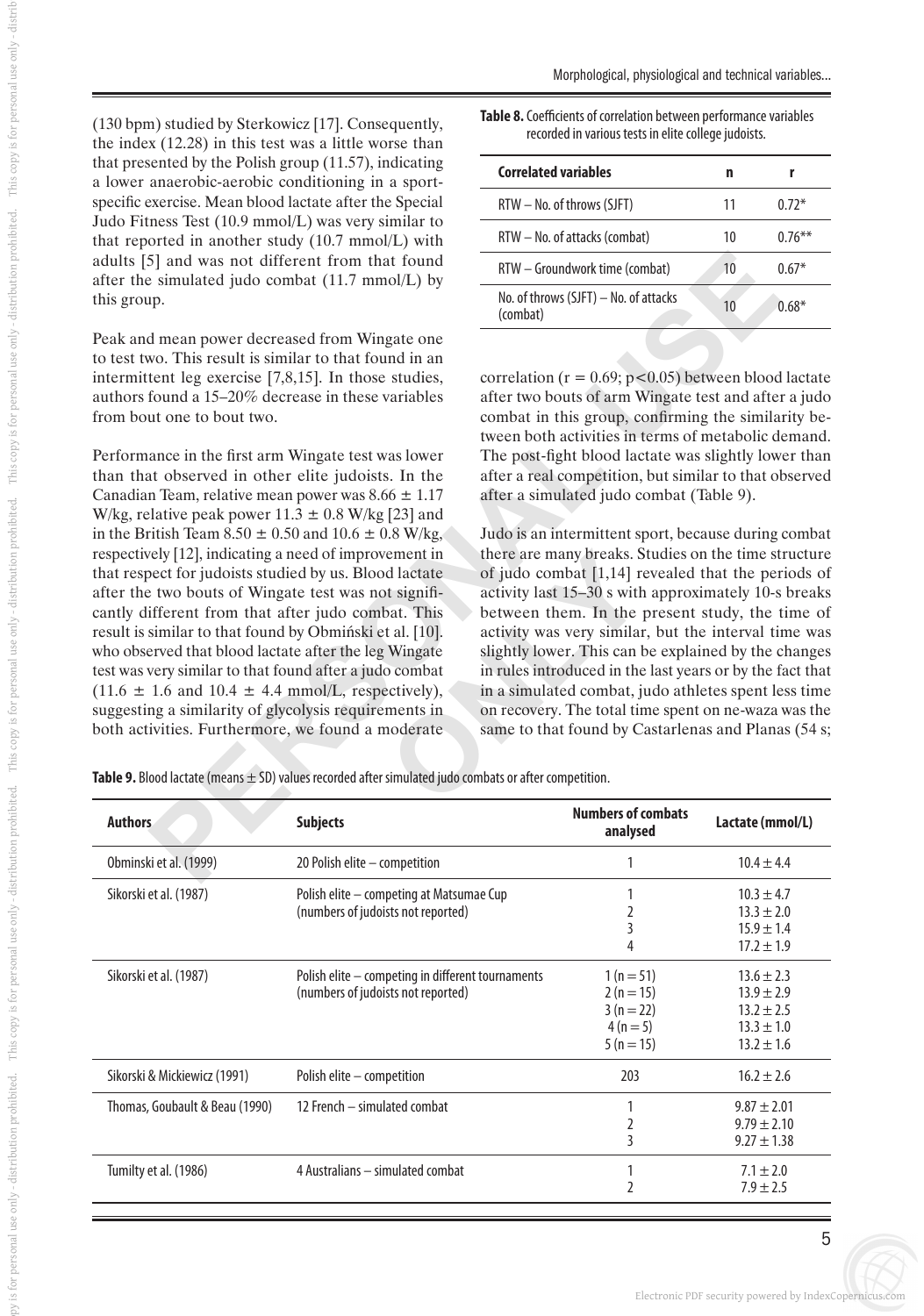(130 bpm) studied by Sterkowicz [17]. Consequently, the index (12.28) in this test was a little worse than that presented by the Polish group (11.57), indicating a lower anaerobic-aerobic conditioning in a sport-specific exercise. Mean blood lactate after the Special Judo Fitness Test (10.9 mmol/L) was very similar to that reported in another study (10.7 mmol/L) with adults [5] and was not different from that found after the simulated judo combat (11.7 mmol/L) by this group.

Peak and mean power decreased from Wingate one to test two. This result is similar to that found in an intermittent leg exercise [7,8,15]. In those studies, authors found a 15–20% decrease in these variables from bout one to bout two.

Performance in the first arm Wingate test was lower than that observed in other elite judoists. In the Canadian Team, relative mean power was 8.66 ± 1.17 W/kg, relative peak power 11.3 ± 0.8 W/kg [23] and in the British Team 8.50 ± 0.50 and 10.6 ± 0.8 W/kg, respectively [12], indicating a need of improvement in that respect for judoists studied by us. Blood lactate after the two bouts of Wingate test was not significantly different from that after judo combat. This result is similar to that found by Obmiński et al. [10]. who observed that blood lactate after the leg Wingate test was very similar to that found after a judo combat (11.6 ± 1.6 and 10.4 ± 4.4 mmol/L, respectively), suggesting a similarity of glycolysis requirements in both activities. Furthermore, we found a moderate correlation ($r = 0.69$; $p<0.05$) between blood lactate after two bouts of arm Wingate test and after a judo combat in this group, confirming the similarity between both activities in terms of metabolic demand. The post-fight blood lactate was slightly lower than after a real competition, but similar to that observed after a simulated judo combat (Table 9).

**Table 8.** Coefficients of correlation between performance variables recorded in various tests in elite college judoists.

| Correlated variables | n | r |
|---|---|---|
| RTW – No. of throws (SJFT) | 11 | 0.72* |
| RTW – No. of attacks (combat) | 10 | 0.76** |
| RTW – Groundwork time (combat) | 10 | 0.67* |
| No. of throws (SJFT) – No. of attacks (combat) | 10 | 0.68* |

Judo is an intermittent sport, because during combat there are many breaks. Studies on the time structure of judo combat [1,14] revealed that the periods of activity last 15–30 s with approximately 10-s breaks between them. In the present study, the time of activity was very similar, but the interval time was slightly lower. This can be explained by the changes in rules introduced in the last years or by the fact that in a simulated combat, judo athletes spent less time on recovery. The total time spent on ne-waza was the same to that found by Castarlenas and Planas (54 s;

**Table 9.** Blood lactate (means ± SD) values recorded after simulated judo combats or after competition.

| Authors | Subjects | Numbers of combats analysed | Lactate (mmol/L) |
|---|---|---|---|
| Obminski et al. (1999) | 20 Polish elite – competition | 1 | 10.4 ± 4.4 |
| Sikorski et al. (1987) | Polish elite – competing at Matsumae Cup (numbers of judoists not reported) | 1<br>2<br>3<br>4 | 10.3 ± 4.7<br>13.3 ± 2.0<br>15.9 ± 1.4<br>17.2 ± 1.9 |
| Sikorski et al. (1987) | Polish elite – competing in different tournaments (numbers of judoists not reported) | 1 (n = 51)<br>2 (n = 15)<br>3 (n = 22)<br>4 (n = 5)<br>5 (n = 15) | 13.6 ± 2.3<br>13.9 ± 2.9<br>13.2 ± 2.5<br>13.3 ± 1.0<br>13.2 ± 1.6 |
| Sikorski & Mickiewicz (1991) | Polish elite – competition | 203 | 16.2 ± 2.6 |
| Thomas, Goubault & Beau (1990) | 12 French – simulated combat | 1<br>2<br>3 | 9.87 ± 2.01<br>9.79 ± 2.10<br>9.27 ± 1.38 |
| Tumilty et al. (1986) | 4 Australians – simulated combat | 1<br>2 | 7.1 ± 2.0<br>7.9 ± 2.5 |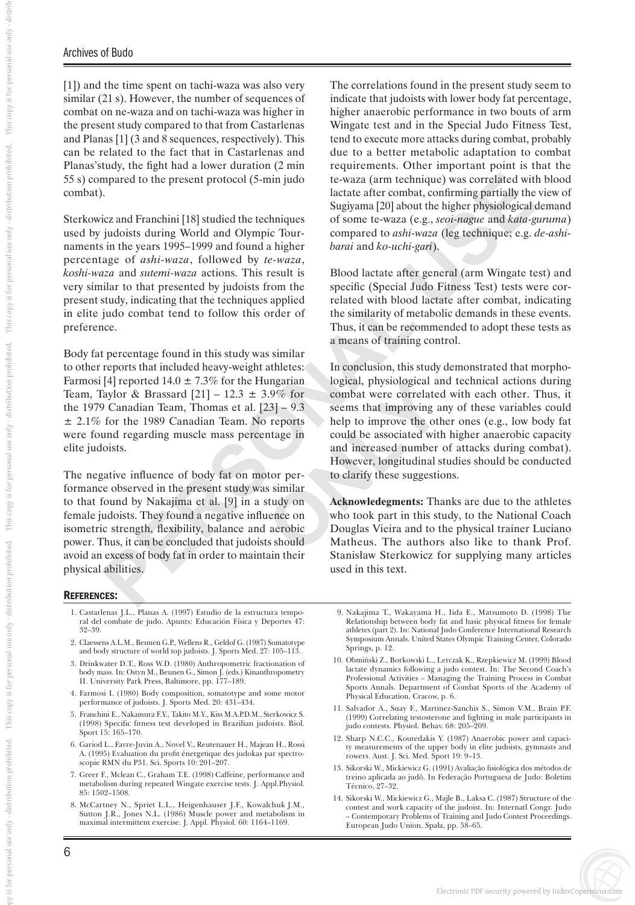[1]) and the time spent on tachi-waza was also very similar (21 s). However, the number of sequences of combat on ne-waza and on tachi-waza was higher in the present study compared to that from Castarlenas and Planas [1] (3 and 8 sequences, respectively). This can be related to the fact that in Castarlenas and Planas'study, the fight had a lower duration (2 min 55 s) compared to the present protocol (5-min judo combat).

Sterkowicz and Franchini [18] studied the techniques used by judoists during World and Olympic Tournaments in the years 1995–1999 and found a higher percentage of *ashi-waza*, followed by *te-waza*, *koshi-waza* and *sutemi-waza* actions. This result is very similar to that presented by judoists from the present study, indicating that the techniques applied in elite judo combat tend to follow this order of preference.

Body fat percentage found in this study was similar to other reports that included heavy-weight athletes: Farmosi [4] reported 14.0 ± 7.3% for the Hungarian Team, Taylor & Brassard [21] – 12.3 ± 3.9% for the 1979 Canadian Team, Thomas et al. [23] – 9.3 ± 2.1% for the 1989 Canadian Team. No reports were found regarding muscle mass percentage in elite judoists.

The negative influence of body fat on motor performance observed in the present study was similar to that found by Nakajima et al. [9] in a study on female judoists. They found a negative influence on isometric strength, flexibility, balance and aerobic power. Thus, it can be concluded that judoists should avoid an excess of body fat in order to maintain their physical abilities.

The correlations found in the present study seem to indicate that judoists with lower body fat percentage, higher anaerobic performance in two bouts of arm Wingate test and in the Special Judo Fitness Test, tend to execute more attacks during combat, probably due to a better metabolic adaptation to combat requirements. Other important point is that the te-waza (arm technique) was correlated with blood lactate after combat, confirming partially the view of Sugiyama [20] about the higher physiological demand of some te-waza (e.g., *seoi-nague* and *kata-guruma*) compared to *ashi-waza* (leg technique; e.g. *de-ashi-barai* and *ko-uchi-gari*).

Blood lactate after general (arm Wingate test) and specific (Special Judo Fitness Test) tests were correlated with blood lactate after combat, indicating the similarity of metabolic demands in these events. Thus, it can be recommended to adopt these tests as a means of training control.

In conclusion, this study demonstrated that morphological, physiological and technical actions during combat were correlated with each other. Thus, it seems that improving any of these variables could help to improve the other ones (e.g., low body fat could be associated with higher anaerobic capacity and increased number of attacks during combat). However, longitudinal studies should be conducted to clarify these suggestions.

**Acknowledgments:** Thanks are due to the athletes who took part in this study, to the National Coach Douglas Vieira and to the physical trainer Luciano Matheus. The authors also like to thank Prof. Stanisław Sterkowicz for supplying many articles used in this text.

## References:

1. Castarlenas J.L., Planas A. (1997) Estudio de la estructura temporal del combate de judo. Apunts: Educación Física y Deportes 47: 32–39.
2. Claessens A.L.M., Beunen G.P., Wellens R., Geldof G. (1987) Somatotype and body structure of world top judoists. J. Sports Med. 27: 105–113.
3. Drinkwater D.T., Ross W.D. (1980) Anthropometric fractionation of body mass. In: Ostyn M., Beunen G., Simon J. (eds.) Kinanthropometry II. University Park Press, Baltimore, pp. 177–189.
4. Farmosi I. (1980) Body composition, somatotype and some motor performance of judoists. J. Sports Med. 20: 431–434.
5. Franchini E., Nakamura F.Y., Takito M.Y., Kiss M.A.P.D.M., Sterkowicz S. (1998) Specific fitness test developed in Brazilian judoists. Biol. Sport 15: 165–170.
6. Gariod L., Favre-Juvin A., Novel V., Reutenauer H., Majean H., Rossi A. (1995) Evaluation du profit énergetique des judokas par spectroscopie RMN du P31. Sci. Sports 10: 201–207.
7. Greer F., Mclean C., Graham T.E. (1998) Caffeine, performance and metabolism during repeated Wingate exercise tests. J. Appl.Physiol. 85: 1502–1508.
8. McCartney N., Spriet L.L., Heigenhauser J.F., Kowalchuk J.M., Sutton J.R., Jones N.L. (1986) Muscle power and metabolism in maximal intermittent exercise. J. Appl. Physiol. 60: 1164–1169.
9. Nakajima T., Wakayama H., Iida E., Matsumoto D. (1998) The Relationship between body fat and basic physical fitness for female athletes (part 2). In: National Judo Conference International Research Symposium Annals. United States Olympic Training Center, Colorado Springs, p. 12.
10. Obmiński Z., Borkowski L., Lerczak K., Rzepkiewicz M. (1999) Blood lactate dynamics following a judo contest. In: The Second Coach's Professional Activities – Managing the Training Process in Combat Sports Annals. Department of Combat Sports of the Academy of Physical Education, Cracow, p. 6.
11. Salvador A., Suay F., Martinez-Sanchis S., Simon V.M., Brain P.F. (1999) Correlating testosterone and fighting in male participants in judo contests. Physiol. Behav. 68: 205–209.
12. Sharp N.C.C., Koutedakis Y. (1987) Anaerobic power and capacity measurements of the upper body in elite judoists, gymnasts and rowers. Aust. J. Sci. Med. Sport 19: 9–13.
13. Sikorski W., Mickiewicz G. (1991) Avaliação fisiológica dos métodos de treino aplicada ao judô. In Federação Portuguesa de Judo: Boletim Técnico, 27–32.
14. Sikorski W., Mickiewicz G., Majle B., Laksa C. (1987) Structure of the contest and work capacity of the judoist. In: Internatl Congr. Judo – Contemporary Problems of Training and Judo Contest Proceedings. European Judo Union, Spała, pp. 58–65.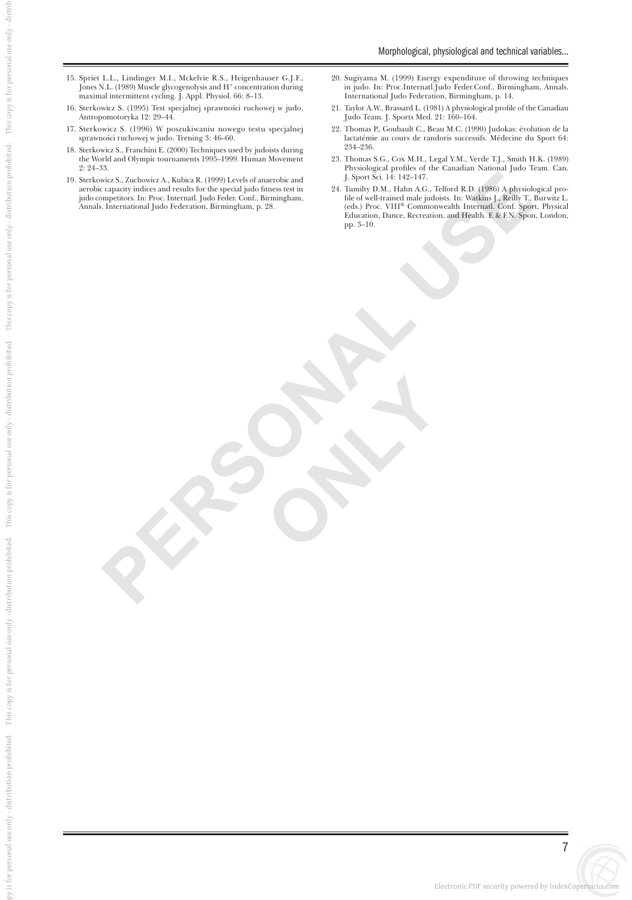15. Spriet L.L., Lindinger M.I., Mckelvie R.S., Heigenhauser G.J.F., Jones N.L. (1989) Muscle glycogenolysis and $H^+$ concentration during maximal intermittent cycling. J. Appl. Physiol. 66: 8–13.
16. Sterkowicz S. (1995) Test specjalnej sprawności ruchowej w judo. Antropomotoryka 12: 29–44.
17. Sterkowicz S. (1996) W poszukiwaniu nowego testu specjalnej sprawności ruchowej w judo. Trening 3: 46–60.
18. Sterkowicz S., Franchini E. (2000) Techniques used by judoists during the World and Olympic tournaments 1995–1999. Human Movement 2: 24–33.
19. Sterkowicz S., Zuchowicz A., Kubica R. (1999) Levels of anaerobic and aerobic capacity indices and results for the special judo fitness test in judo competitors. In: Proc. Internatl. Judo Feder. Conf., Birmingham, Annals. International Judo Federation, Birmingham, p. 28.
20. Sugiyama M. (1999) Energy expenditure of throwing techniques in judo. In: Proc.Internatl.Judo Feder.Conf., Birmingham, Annals. International Judo Federation, Birmingham, p. 14.
21. Taylor A.W., Brassard L. (1981) A physiological profile of the Canadian Judo Team. J. Sports Med. 21: 160–164.
22. Thomas P., Goubault C., Beau M.C. (1990) Judokas: évolution de la lactatémie au cours de randoris successifs. Médecine du Sport 64: 234–236.
23. Thomas S.G., Cox M.H., Legal Y.M., Verde T.J., Smith H.K. (1989) Physiological profiles of the Canadian National Judo Team. Can. J. Sport Sci. 14: 142–147.
24. Tumilty D.M., Hahn A.G., Telford R.D. (1986) A physiological profile of well-trained male judoists. In: Watkins J., Reilly T., Burwitz L. (eds.) Proc. VIII[th] Commonwealth Internatl. Conf. Sport, Physical Education, Dance, Recreation, and Health. E & F.N. Spon, London, pp. 3–10.